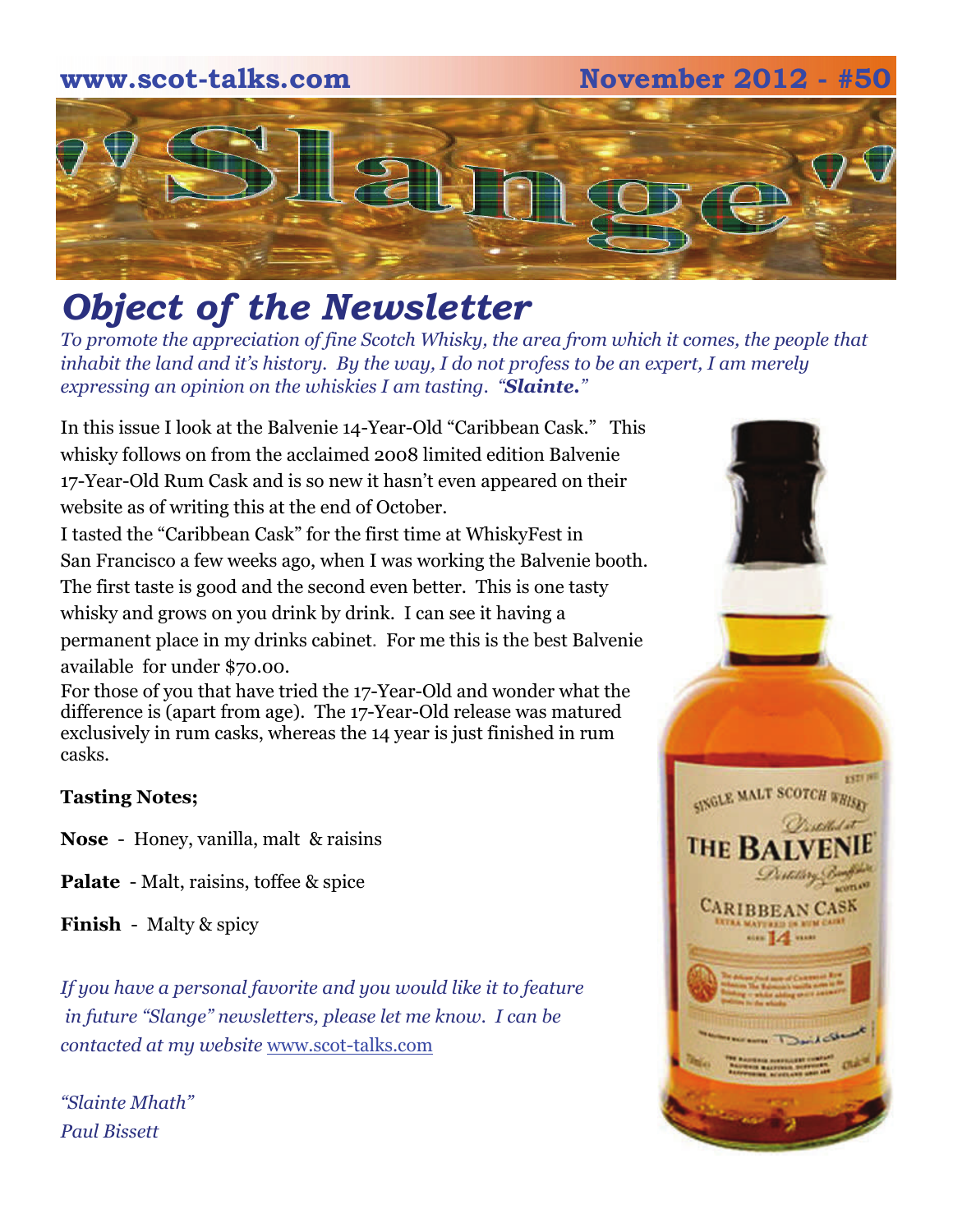www.scot-talks.com November 2012 - #50

# "Slange"

## *Object of the Newsletter*

*To promote the appreciation of fine Scotch Whisky, the area from which it comes, the people that inhabit the land and it's history. By the way, I do not profess to be an expert, I am merely expressing an opinion on the whiskies I am tasting. "**Slainte.**"*

In this issue I look at the Balvenie 14-Year-Old "Caribbean Cask." This whisky follows on from the acclaimed 2008 limited edition Balvenie 17-Year-Old Rum Cask and is so new it hasn't even appeared on their website as of writing this at the end of October.

I tasted the "Caribbean Cask" for the first time at WhiskyFest in San Francisco a few weeks ago, when I was working the Balvenie booth. The first taste is good and the second even better. This is one tasty whisky and grows on you drink by drink. I can see it having a permanent place in my drinks cabinet. For me this is the best Balvenie available for under $70.00.

For those of you that have tried the 17-Year-Old and wonder what the difference is (apart from age). The 17-Year-Old release was matured exclusively in rum casks, whereas the 14 year is just finished in rum casks.

**Tasting Notes;**

**Nose** - Honey, vanilla, malt & raisins

**Palate** - Malt, raisins, toffee & spice

**Finish** - Malty & spicy

*If you have a personal favorite and you would like it to feature in future "Slange" newsletters, please let me know. I can be contacted at my website* www.scot-talks.com

*"Slainte Mhath"*
*Paul Bissett*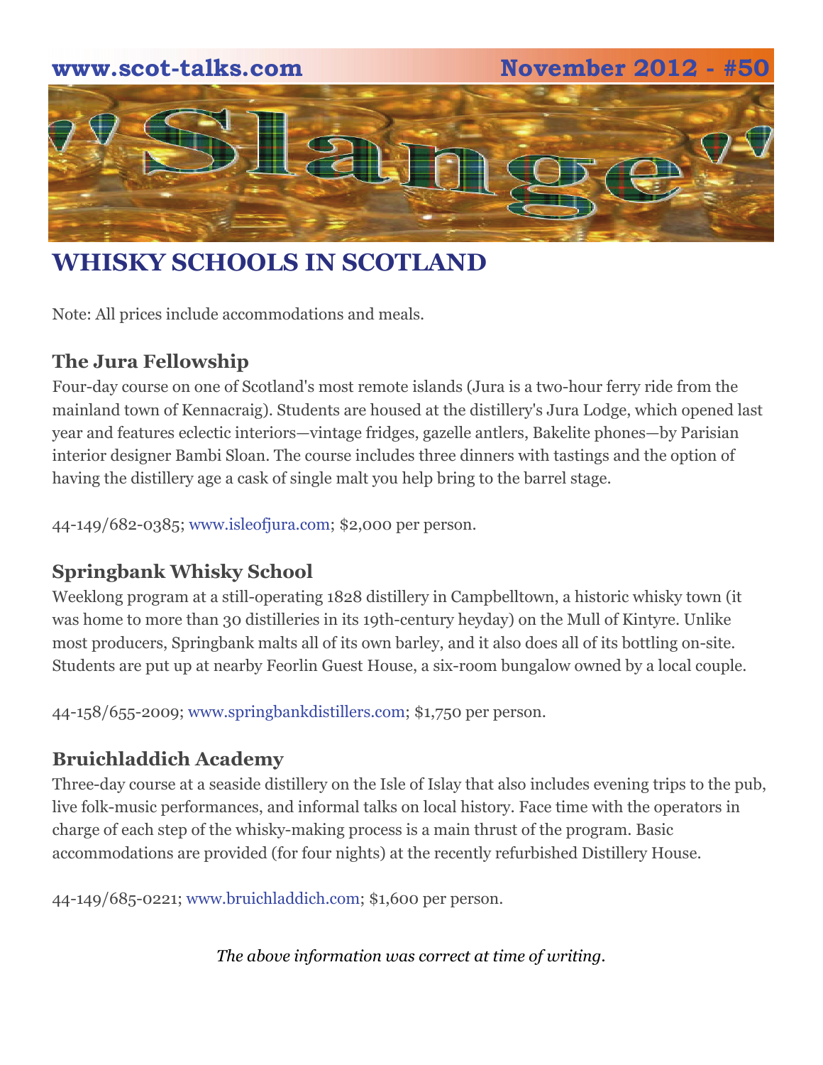# WHISKY SCHOOLS IN SCOTLAND

Note: All prices include accommodations and meals.

### The Jura Fellowship

Four-day course on one of Scotland's most remote islands (Jura is a two-hour ferry ride from the mainland town of Kennacraig). Students are housed at the distillery's Jura Lodge, which opened last year and features eclectic interiors—vintage fridges, gazelle antlers, Bakelite phones—by Parisian interior designer Bambi Sloan. The course includes three dinners with tastings and the option of having the distillery age a cask of single malt you help bring to the barrel stage.

44-149/682-0385; www.isleofjura.com; $2,000 per person.

### Springbank Whisky School

Weeklong program at a still-operating 1828 distillery in Campbelltown, a historic whisky town (it was home to more than 30 distilleries in its 19th-century heyday) on the Mull of Kintyre. Unlike most producers, Springbank malts all of its own barley, and it also does all of its bottling on-site. Students are put up at nearby Feorlin Guest House, a six-room bungalow owned by a local couple.

44-158/655-2009; www.springbankdistillers.com; $1,750 per person.

### Bruichladdich Academy

Three-day course at a seaside distillery on the Isle of Islay that also includes evening trips to the pub, live folk-music performances, and informal talks on local history. Face time with the operators in charge of each step of the whisky-making process is a main thrust of the program. Basic accommodations are provided (for four nights) at the recently refurbished Distillery House.

44-149/685-0221; www.bruichladdich.com; $1,600 per person.

*The above information was correct at time of writing.*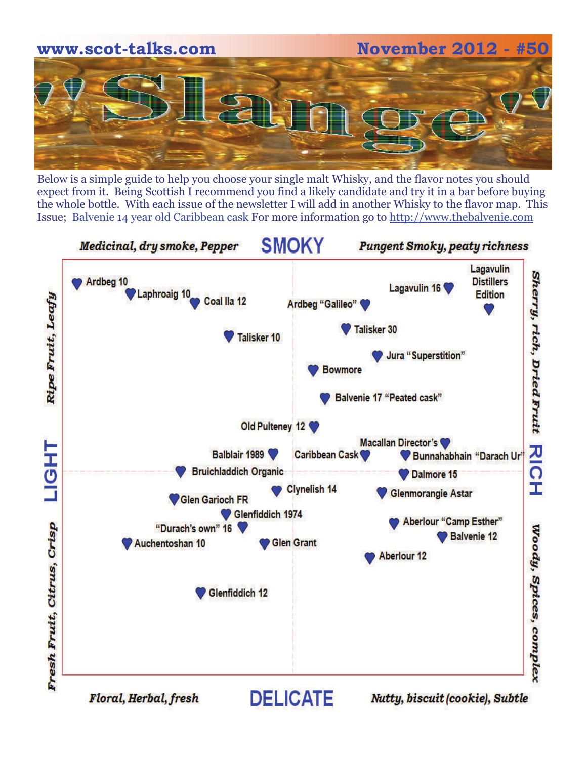www.scot-talks.com November 2012 - #50

# "Slange"

Below is a simple guide to help you choose your single malt Whisky, and the flavor notes you should expect from it. Being Scottish I recommend you find a likely candidate and try it in a bar before buying the whole bottle. With each issue of the newsletter I will add in another Whisky to the flavor map. This Issue; Balvenie 14 year old Caribbean cask For more information go to http://www.thebalvenie.com

*Medicinal, dry smoke, Pepper* **SMOKY** *Pungent Smoky, peaty richness*

*Ripe Fruit, Leafy* **LIGHT** *Fresh Fruit, Citrus, Crisp*

*Sherry, rich, Dried Fruit* **RICH** *Woody, Spices, complex*

*Floral, Herbal, fresh* **DELICATE** *Nutty, biscuit (cookie), Subtle*

Ardbeg 10
Laphroaig 10
Coal Ila 12
Ardbeg "Galileo"
Lagavulin 16
Lagavulin Distillers Edition
Talisker 10
Talisker 30
Jura "Superstition"
Bowmore
Balvenie 17 "Peated cask"
Old Pulteney 12
Macallan Director's
Balblair 1989
Caribbean Cask
Bunnahabhain "Darach Ur"
Bruichladdich Organic
Dalmore 15
Clynelish 14
Glenmorangie Astar
Glen Garioch FR
Glenfiddich 1974
Aberlour "Camp Esther"
"Durach's own" 16
Balvenie 12
Auchentoshan 10
Glen Grant
Aberlour 12
Glenfiddich 12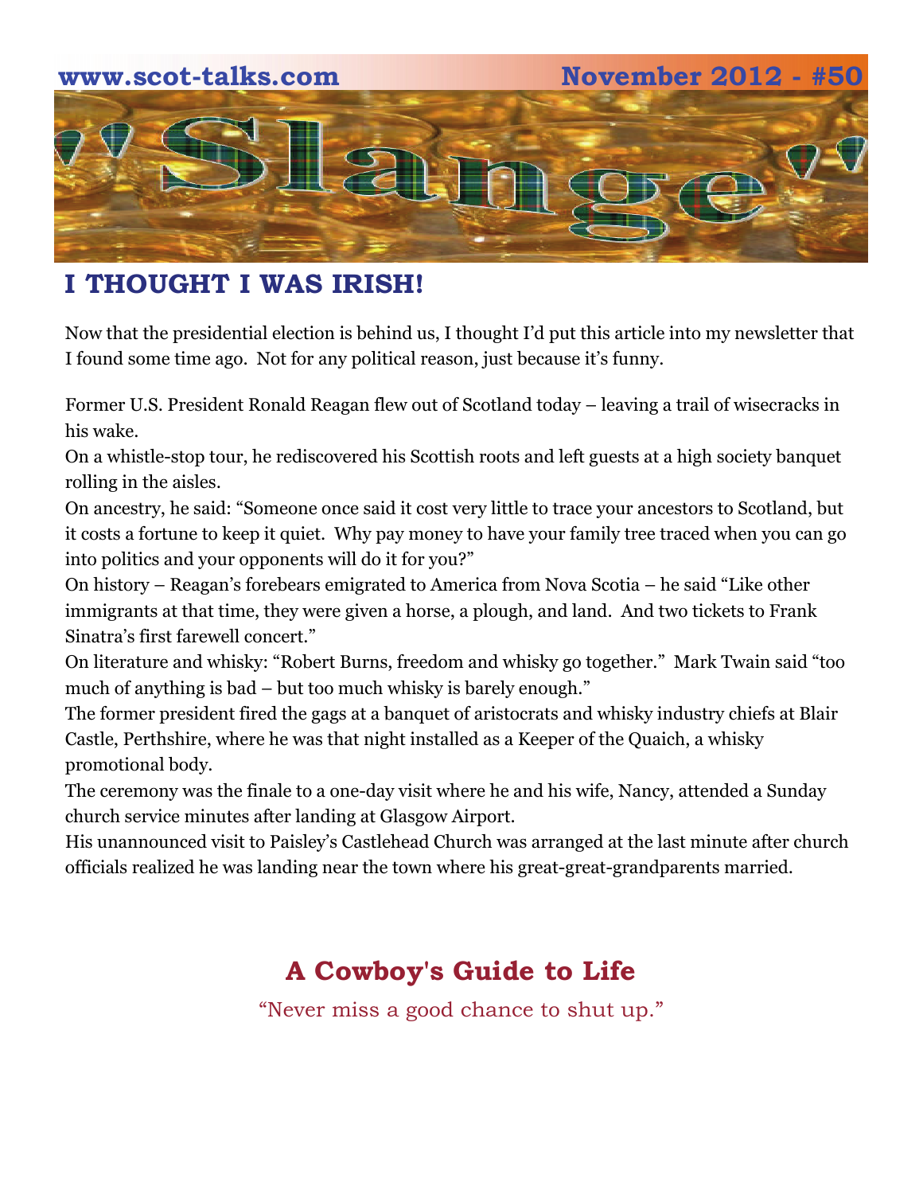## I THOUGHT I WAS IRISH!

Now that the presidential election is behind us, I thought I'd put this article into my newsletter that I found some time ago. Not for any political reason, just because it's funny.

Former U.S. President Ronald Reagan flew out of Scotland today – leaving a trail of wisecracks in his wake.

On a whistle-stop tour, he rediscovered his Scottish roots and left guests at a high society banquet rolling in the aisles.

On ancestry, he said: "Someone once said it cost very little to trace your ancestors to Scotland, but it costs a fortune to keep it quiet. Why pay money to have your family tree traced when you can go into politics and your opponents will do it for you?"

On history – Reagan's forebears emigrated to America from Nova Scotia – he said "Like other immigrants at that time, they were given a horse, a plough, and land. And two tickets to Frank Sinatra's first farewell concert."

On literature and whisky: "Robert Burns, freedom and whisky go together." Mark Twain said "too much of anything is bad – but too much whisky is barely enough."

The former president fired the gags at a banquet of aristocrats and whisky industry chiefs at Blair Castle, Perthshire, where he was that night installed as a Keeper of the Quaich, a whisky promotional body.

The ceremony was the finale to a one-day visit where he and his wife, Nancy, attended a Sunday church service minutes after landing at Glasgow Airport.

His unannounced visit to Paisley's Castlehead Church was arranged at the last minute after church officials realized he was landing near the town where his great-great-grandparents married.

## A Cowboy's Guide to Life

"Never miss a good chance to shut up."